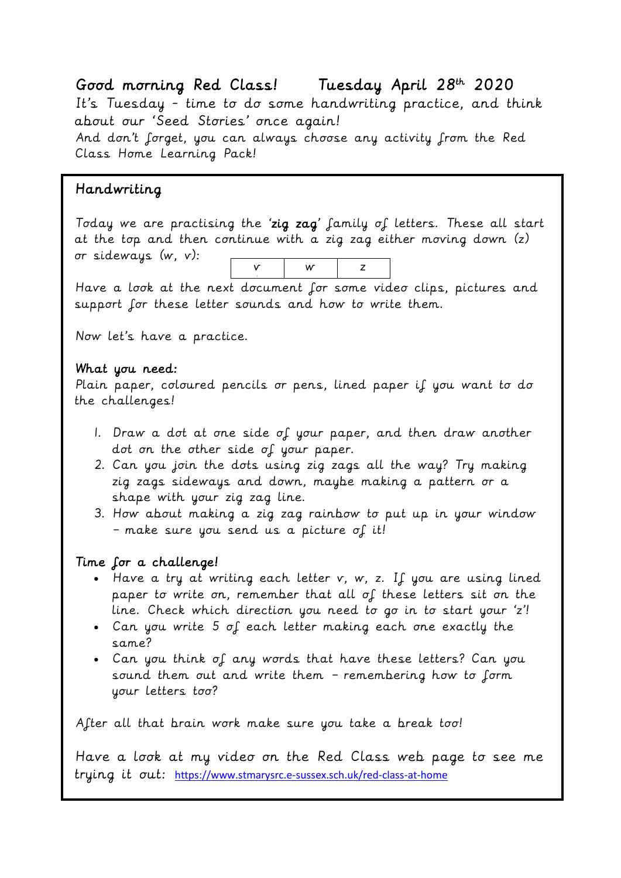# Good morning Red Class! Tuesday April 28th 2020

It's Tuesday – time to do some handwriting practice, and think about our 'Seed Stories' once again!

And don't forget, you can always choose any activity from the Red Class Home Learning Pack!

## Handwriting

Today we are practising the '**zig zag**' family of letters. These all start at the top and then continue with a zig zag either moving down (z) or sideways (w, v):

| v | w | z |
|---|---|---|

Have a look at the next document for some video clips, pictures and support for these letter sounds and how to write them.

Now let's have a practice.

### What you need:

Plain paper, coloured pencils or pens, lined paper if you want to do the challenges!

1. Draw a dot at one side of your paper, and then draw another dot on the other side of your paper.
2. Can you join the dots using zig zags all the way? Try making zig zags sideways and down, maybe making a pattern or a shape with your zig zag line.
3. How about making a zig zag rainbow to put up in your window – make sure you send us a picture of it!

### Time for a challenge!

- Have a try at writing each letter v, w, z. If you are using lined paper to write on, remember that all of these letters sit on the line. Check which direction you need to go in to start your 'z'!
- Can you write 5 of each letter making each one exactly the same?
- Can you think of any words that have these letters? Can you sound them out and write them – remembering how to form your letters too?

After all that brain work make sure you take a break too!

Have a look at my video on the Red Class web page to see me trying it out: https://www.stmarysrc.e-sussex.sch.uk/red-class-at-home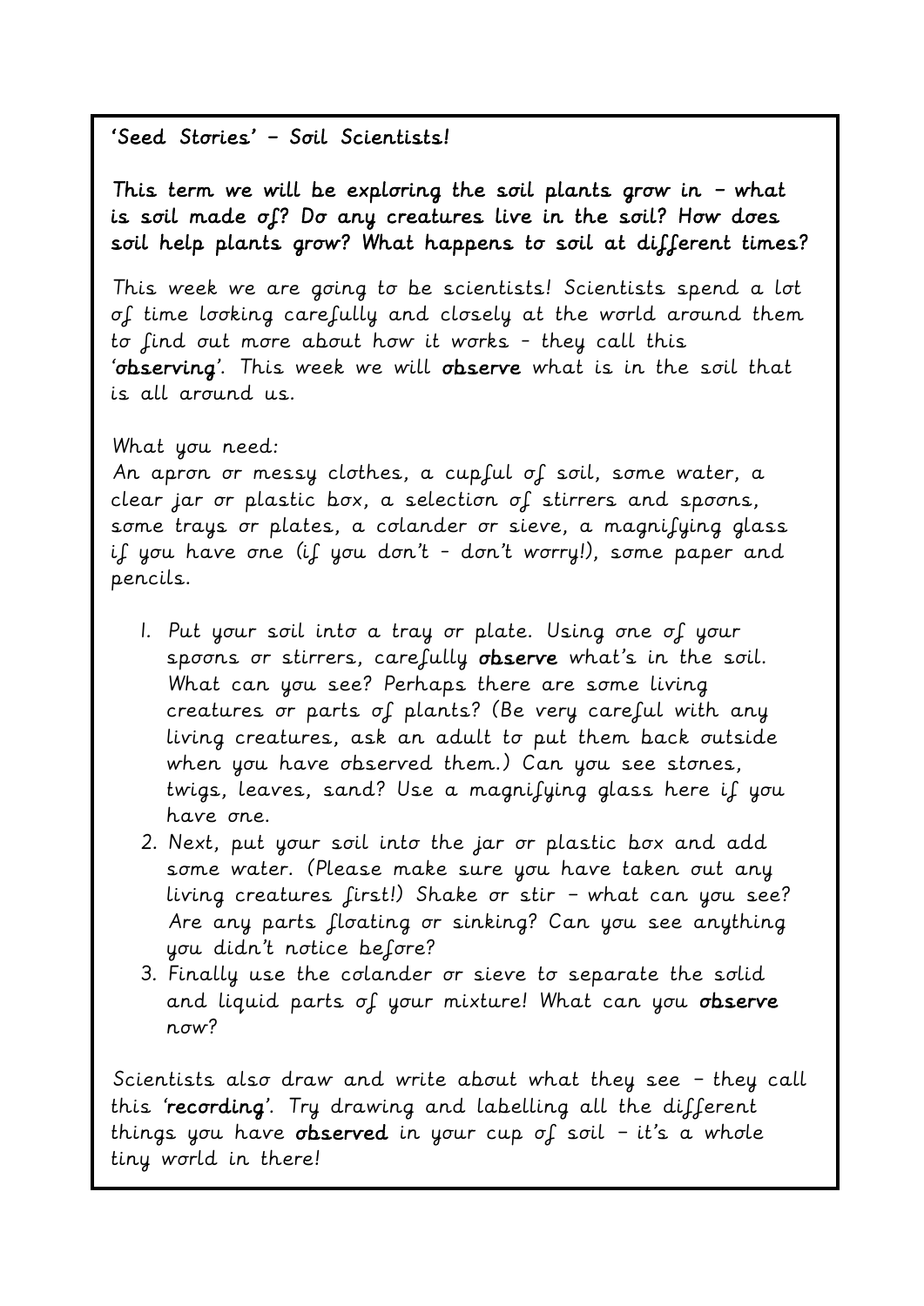'Seed Stories' – Soil Scientists!

**This term we will be exploring the soil plants grow in – what is soil made of? Do any creatures live in the soil? How does soil help plants grow? What happens to soil at different times?**

This week we are going to be scientists! Scientists spend a lot of time looking carefully and closely at the world around them to find out more about how it works - they call this '**observing**'. This week we will **observe** what is in the soil that is all around us.

What you need:
An apron or messy clothes, a cupful of soil, some water, a clear jar or plastic box, a selection of stirrers and spoons, some trays or plates, a colander or sieve, a magnifying glass if you have one (if you don't - don't worry!), some paper and pencils.

1. Put your soil into a tray or plate. Using one of your spoons or stirrers, carefully **observe** what's in the soil. What can you see? Perhaps there are some living creatures or parts of plants? (Be very careful with any living creatures, ask an adult to put them back outside when you have observed them.) Can you see stones, twigs, leaves, sand? Use a magnifying glass here if you have one.
2. Next, put your soil into the jar or plastic box and add some water. (Please make sure you have taken out any living creatures first!) Shake or stir – what can you see? Are any parts floating or sinking? Can you see anything you didn't notice before?
3. Finally use the colander or sieve to separate the solid and liquid parts of your mixture! What can you **observe** now?

Scientists also draw and write about what they see – they call this '**recording**'. Try drawing and labelling all the different things you have **observed** in your cup of soil – it's a whole tiny world in there!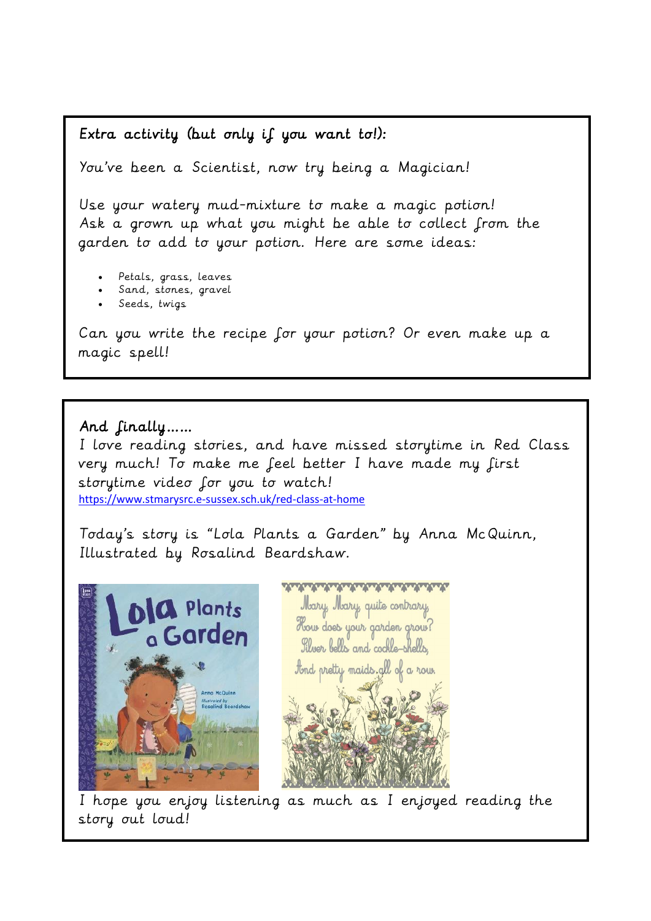Extra activity (but only if you want to!):

You've been a Scientist, now try being a Magician!

Use your watery mud-mixture to make a magic potion!
Ask a grown up what you might be able to collect from the garden to add to your potion. Here are some ideas:

- Petals, grass, leaves
- Sand, stones, gravel
- Seeds, twigs

Can you write the recipe for your potion? Or even make up a magic spell!

And finally……
I love reading stories, and have missed storytime in Red Class very much! To make me feel better I have made my first storytime video for you to watch!
https://www.stmarysrc.e-sussex.sch.uk/red-class-at-home

Today's story is "Lola Plants a Garden" by Anna McQuinn, Illustrated by Rosalind Beardshaw.

I hope you enjoy listening as much as I enjoyed reading the story out loud!